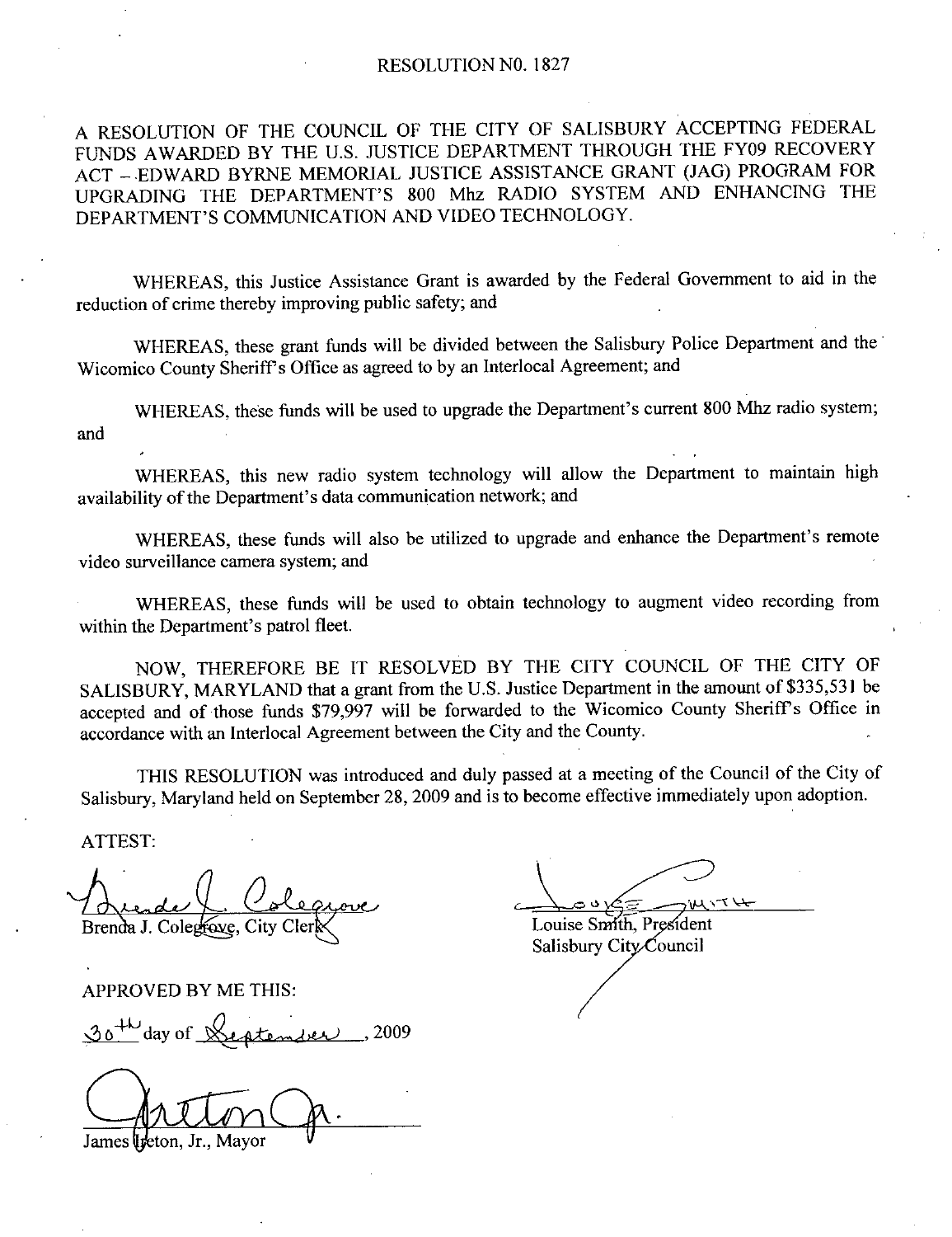# RESOLUTION N0. 1827

A RESOLUTION OF THE COUNCIL OF THE CITY OF SALISBURY ACCEPTING FEDERAL FUNDS AWARDED BY THE U.S. JUSTICE DEPARTMENT THROUGH THE FY09 RECOVERY ACT – EDWARD BYRNE MEMORIAL JUSTICE ASSISTANCE GRANT (JAG) PROGRAM FOR UPGRADING THE DEPARTMENT'S 800 Mhz RADIO SYSTEM AND ENHANCING THE DEPARTMENT'S COMMUNICATION AND VIDEO TECHNOLOGY.

WHEREAS, this Justice Assistance Grant is awarded by the Federal Government to aid in the reduction of crime thereby improving public safety; and

WHEREAS, these grant funds will be divided between the Salisbury Police Department and the Wicomico County Sheriff's Office as agreed to by an Interlocal Agreement; and

WHEREAS, these funds will be used to upgrade the Department's current 800 Mhz radio system; and

WHEREAS, this new radio system technology will allow the Department to maintain high availability of the Department's data communication network; and

WHEREAS, these funds will also be utilized to upgrade and enhance the Department's remote video surveillance camera system; and

WHEREAS, these funds will be used to obtain technology to augment video recording from within the Department's patrol fleet.

NOW, THEREFORE BE IT RESOLVED BY THE CITY COUNCIL OF THE CITY OF SALISBURY, MARYLAND that a grant from the U.S. Justice Department in the amount of $335,531 be accepted and of those funds $79,997 will be forwarded to the Wicomico County Sheriff's Office in accordance with an Interlocal Agreement between the City and the County.

THIS RESOLUTION was introduced and duly passed at a meeting of the Council of the City of Salisbury, Maryland held on September 28, 2009 and is to become effective immediately upon adoption.

ATTEST:

Brenda J. Colegrove, City Clerk

Louise Smith, President
Salisbury City Council

APPROVED BY ME THIS:

30th day of September, 2009

James Ireton, Jr., Mayor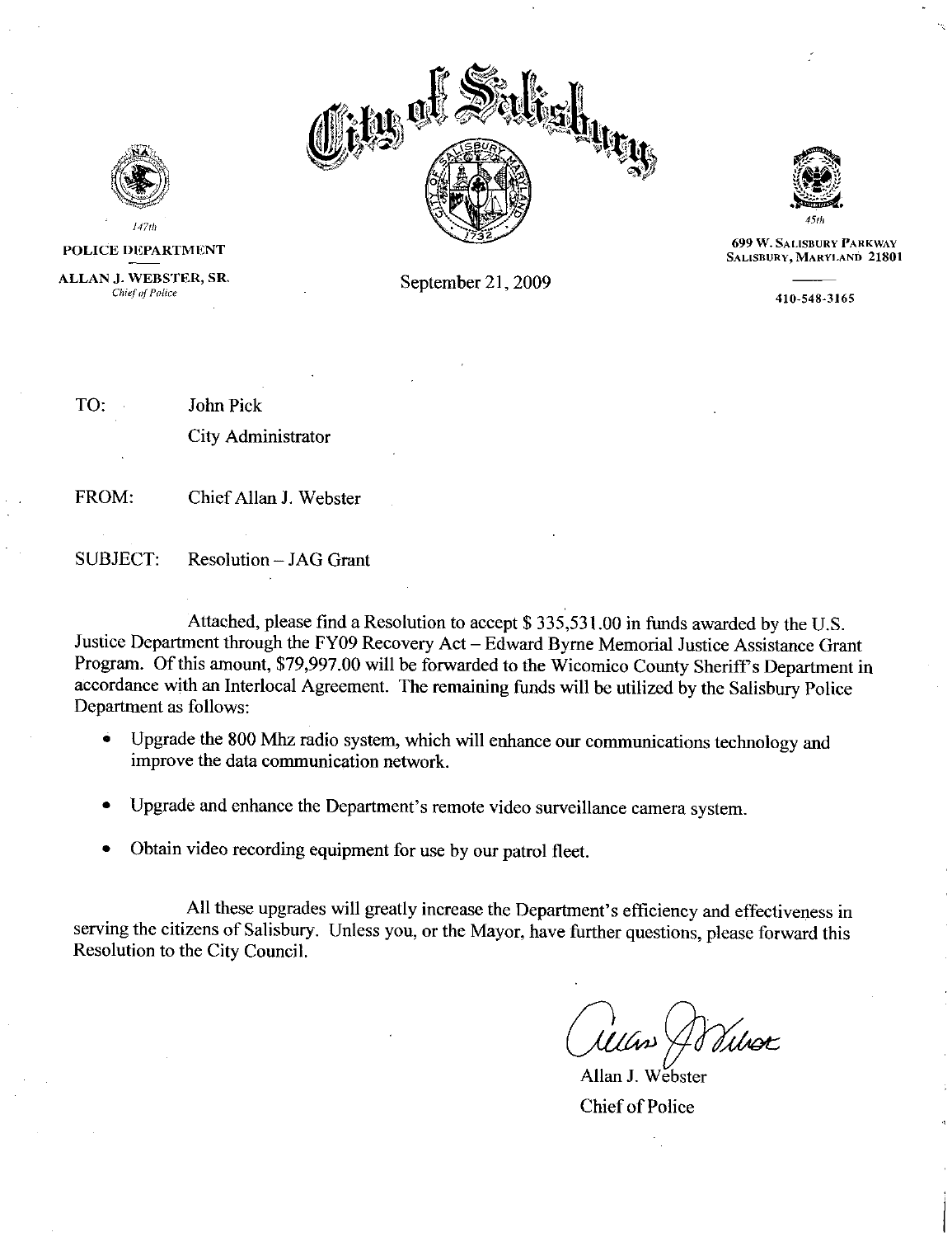City of Salisbury

147th

POLICE DEPARTMENT

ALLAN J. WEBSTER, SR.
*Chief of Police*

September 21, 2009

45th

699 W. SALISBURY PARKWAY
SALISBURY, MARYLAND 21801

410-548-3165

TO: John Pick
City Administrator

FROM: Chief Allan J. Webster

SUBJECT: Resolution – JAG Grant

Attached, please find a Resolution to accept $ 335,531.00 in funds awarded by the U.S. Justice Department through the FY09 Recovery Act – Edward Byrne Memorial Justice Assistance Grant Program. Of this amount, $79,997.00 will be forwarded to the Wicomico County Sheriff's Department in accordance with an Interlocal Agreement. The remaining funds will be utilized by the Salisbury Police Department as follows:

- Upgrade the 800 Mhz radio system, which will enhance our communications technology and improve the data communication network.
- Upgrade and enhance the Department's remote video surveillance camera system.
- Obtain video recording equipment for use by our patrol fleet.

All these upgrades will greatly increase the Department's efficiency and effectiveness in serving the citizens of Salisbury. Unless you, or the Mayor, have further questions, please forward this Resolution to the City Council.

Allan J. Webster
Chief of Police